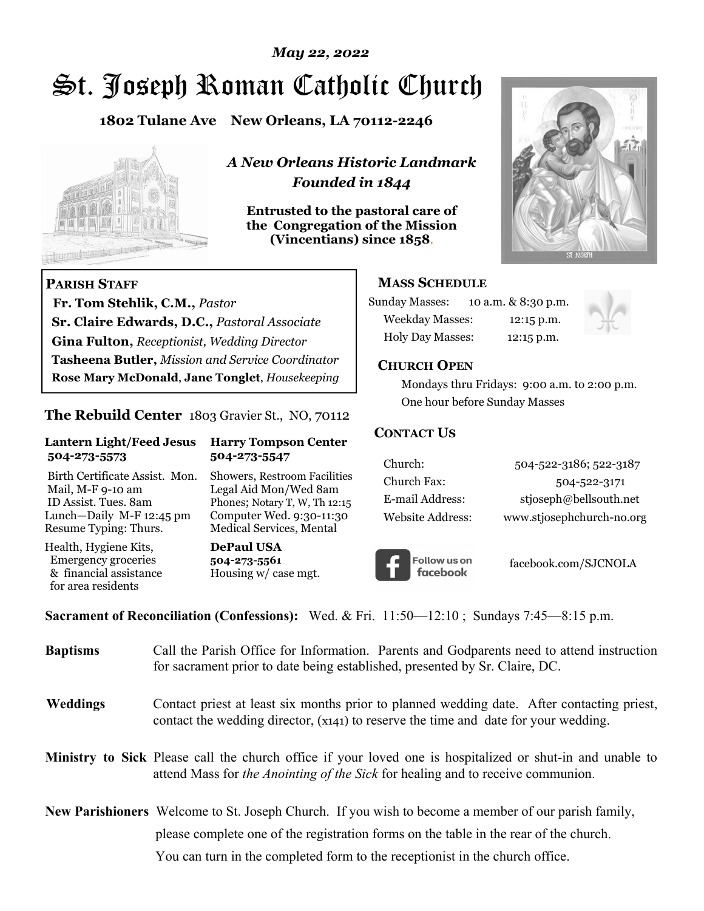*May 22, 2022*

# St. Joseph Roman Catholic Church

**1802 Tulane Ave New Orleans, LA 70112-2246**

***A New Orleans Historic Landmark***
***Founded in 1844***

**Entrusted to the pastoral care of the Congregation of the Mission (Vincentians) since 1858.**

**PARISH STAFF**

- **Fr. Tom Stehlik, C.M.,** *Pastor*
- **Sr. Claire Edwards, D.C.,** *Pastoral Associate*
- **Gina Fulton,** *Receptionist, Wedding Director*
- **Tasheena Butler,** *Mission and Service Coordinator*
- **Rose Mary McDonald**, **Jane Tonglet**, *Housekeeping*

## The Rebuild Center 1803 Gravier St., NO, 70112

**Lantern Light/Feed Jesus 504-273-5573**

Birth Certificate Assist. Mon.
Mail, M-F 9-10 am
ID Assist. Tues. 8am
Lunch—Daily M-F 12:45 pm
Resume Typing: Thurs.

Health, Hygiene Kits, Emergency groceries & financial assistance for area residents

**Harry Tompson Center 504-273-5547**

Showers, Restroom Facilities
Legal Aid Mon/Wed 8am
Phones; Notary T, W, Th 12:15
Computer Wed. 9:30-11:30
Medical Services, Mental

**DePaul USA**
**504-273-5561**
Housing w/ case mgt.

**MASS SCHEDULE**

| | |
|---|---|
| Sunday Masses: | 10 a.m. & 8:30 p.m. |
| Weekday Masses: | 12:15 p.m. |
| Holy Day Masses: | 12:15 p.m. |

**CHURCH OPEN**

Mondays thru Fridays: 9:00 a.m. to 2:00 p.m.
One hour before Sunday Masses

**CONTACT US**

| | |
|---|---|
| Church: | 504-522-3186; 522-3187 |
| Church Fax: | 504-522-3171 |
| E-mail Address: | stjoseph@bellsouth.net |
| Website Address: | www.stjosephchurch-no.org |

Follow us on facebook — facebook.com/SJCNOLA

**Sacrament of Reconciliation (Confessions):** Wed. & Fri. 11:50—12:10 ; Sundays 7:45—8:15 p.m.

**Baptisms** Call the Parish Office for Information. Parents and Godparents need to attend instruction for sacrament prior to date being established, presented by Sr. Claire, DC.

**Weddings** Contact priest at least six months prior to planned wedding date. After contacting priest, contact the wedding director, (x141) to reserve the time and date for your wedding.

**Ministry to Sick** Please call the church office if your loved one is hospitalized or shut-in and unable to attend Mass for *the Anointing of the Sick* for healing and to receive communion.

**New Parishioners** Welcome to St. Joseph Church. If you wish to become a member of our parish family, please complete one of the registration forms on the table in the rear of the church. You can turn in the completed form to the receptionist in the church office.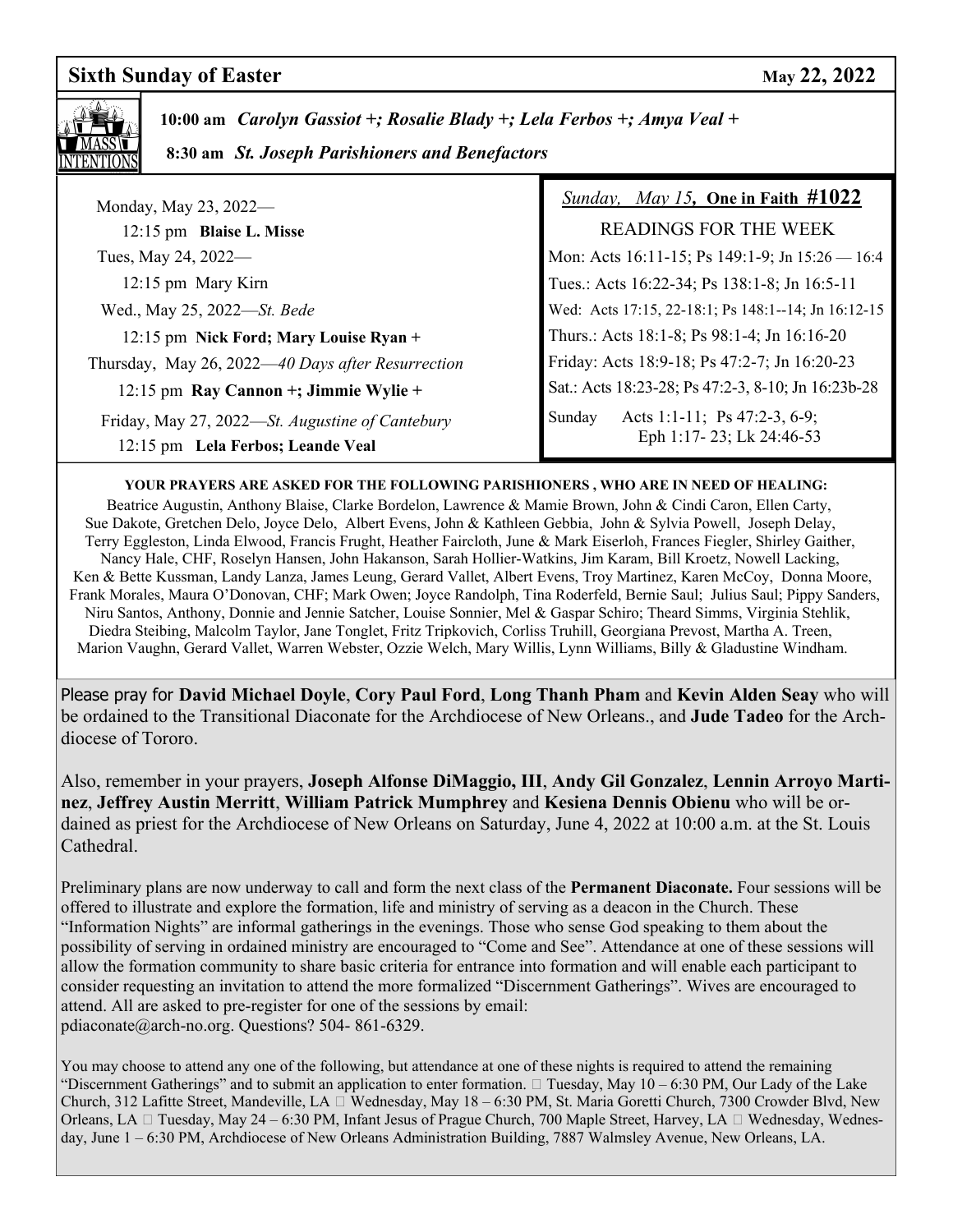## Sixth Sunday of Easter — May 22, 2022

**MASS INTENTIONS**

10:00 am *Carolyn Gassiot +; Rosalie Blady +; Lela Ferbos +; Amya Veal +*

8:30 am *St. Joseph Parishioners and Benefactors*

Monday, May 23, 2022—

12:15 pm **Blaise L. Misse**

Tues, May 24, 2022—

12:15 pm Mary Kirn

Wed., May 25, 2022—*St. Bede*

12:15 pm **Nick Ford; Mary Louise Ryan +**

Thursday, May 26, 2022—*40 Days after Resurrection*

12:15 pm **Ray Cannon +; Jimmie Wylie +**

Friday, May 27, 2022—*St. Augustine of Cantebury*

12:15 pm **Lela Ferbos; Leande Veal**

*Sunday, May 15*, **One in Faith #1022**

READINGS FOR THE WEEK

Mon: Acts 16:11-15; Ps 149:1-9; Jn 15:26 — 16:4

Tues.: Acts 16:22-34; Ps 138:1-8; Jn 16:5-11

Wed: Acts 17:15, 22-18:1; Ps 148:1--14; Jn 16:12-15

Thurs.: Acts 18:1-8; Ps 98:1-4; Jn 16:16-20

Friday: Acts 18:9-18; Ps 47:2-7; Jn 16:20-23

Sat.: Acts 18:23-28; Ps 47:2-3, 8-10; Jn 16:23b-28

Sunday Acts 1:1-11; Ps 47:2-3, 6-9; Eph 1:17- 23; Lk 24:46-53

**YOUR PRAYERS ARE ASKED FOR THE FOLLOWING PARISHIONERS , WHO ARE IN NEED OF HEALING:**

Beatrice Augustin, Anthony Blaise, Clarke Bordelon, Lawrence & Mamie Brown, John & Cindi Caron, Ellen Carty, Sue Dakote, Gretchen Delo, Joyce Delo, Albert Evens, John & Kathleen Gebbia, John & Sylvia Powell, Joseph Delay, Terry Eggleston, Linda Elwood, Francis Frught, Heather Faircloth, June & Mark Eiserloh, Frances Fiegler, Shirley Gaither, Nancy Hale, CHF, Roselyn Hansen, John Hakanson, Sarah Hollier-Watkins, Jim Karam, Bill Kroetz, Nowell Lacking, Ken & Bette Kussman, Landy Lanza, James Leung, Gerard Vallet, Albert Evens, Troy Martinez, Karen McCoy, Donna Moore, Frank Morales, Maura O'Donovan, CHF; Mark Owen; Joyce Randolph, Tina Roderfeld, Bernie Saul; Julius Saul; Pippy Sanders, Niru Santos, Anthony, Donnie and Jennie Satcher, Louise Sonnier, Mel & Gaspar Schiro; Theard Simms, Virginia Stehlik, Diedra Steibing, Malcolm Taylor, Jane Tonglet, Fritz Tripkovich, Corliss Truhill, Georgiana Prevost, Martha A. Treen, Marion Vaughn, Gerard Vallet, Warren Webster, Ozzie Welch, Mary Willis, Lynn Williams, Billy & Gladustine Windham.

Please pray for **David Michael Doyle**, **Cory Paul Ford**, **Long Thanh Pham** and **Kevin Alden Seay** who will be ordained to the Transitional Diaconate for the Archdiocese of New Orleans., and **Jude Tadeo** for the Archdiocese of Tororo.

Also, remember in your prayers, **Joseph Alfonse DiMaggio, III**, **Andy Gil Gonzalez**, **Lennin Arroyo Martinez**, **Jeffrey Austin Merritt**, **William Patrick Mumphrey** and **Kesiena Dennis Obienu** who will be ordained as priest for the Archdiocese of New Orleans on Saturday, June 4, 2022 at 10:00 a.m. at the St. Louis Cathedral.

Preliminary plans are now underway to call and form the next class of the **Permanent Diaconate.** Four sessions will be offered to illustrate and explore the formation, life and ministry of serving as a deacon in the Church. These "Information Nights" are informal gatherings in the evenings. Those who sense God speaking to them about the possibility of serving in ordained ministry are encouraged to "Come and See". Attendance at one of these sessions will allow the formation community to share basic criteria for entrance into formation and will enable each participant to consider requesting an invitation to attend the more formalized "Discernment Gatherings". Wives are encouraged to attend. All are asked to pre-register for one of the sessions by email: pdiaconate@arch-no.org. Questions? 504- 861-6329.

You may choose to attend any one of the following, but attendance at one of these nights is required to attend the remaining "Discernment Gatherings" and to submit an application to enter formation. Tuesday, May 10 – 6:30 PM, Our Lady of the Lake Church, 312 Lafitte Street, Mandeville, LA Wednesday, May 18 – 6:30 PM, St. Maria Goretti Church, 7300 Crowder Blvd, New Orleans, LA Tuesday, May 24 – 6:30 PM, Infant Jesus of Prague Church, 700 Maple Street, Harvey, LA Wednesday, Wednesday, June 1 – 6:30 PM, Archdiocese of New Orleans Administration Building, 7887 Walmsley Avenue, New Orleans, LA.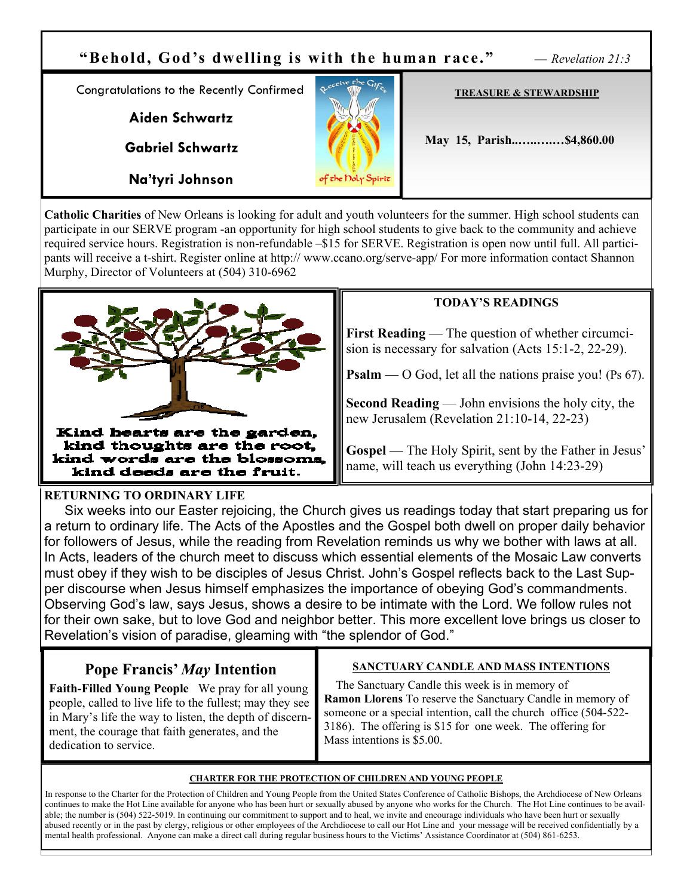**"Behold, God's dwelling is with the human race."** — *Revelation 21:3*

Congratulations to the Recently Confirmed

**Aiden Schwartz**

**Gabriel Schwartz**

**Na'tyri Johnson**

**TREASURE & STEWARDSHIP**

**May 15, Parish..….….…$4,860.00**

**Catholic Charities** of New Orleans is looking for adult and youth volunteers for the summer. High school students can participate in our SERVE program -an opportunity for high school students to give back to the community and achieve required service hours. Registration is non-refundable –$15 for SERVE. Registration is open now until full. All participants will receive a t-shirt. Register online at http:// www.ccano.org/serve-app/ For more information contact Shannon Murphy, Director of Volunteers at (504) 310-6962

Kind hearts are the garden,
kind thoughts are the root,
kind words are the blossoms,
kind deeds are the fruit.

**TODAY'S READINGS**

**First Reading** — The question of whether circumcision is necessary for salvation (Acts 15:1-2, 22-29).

**Psalm** — O God, let all the nations praise you! (Ps 67).

**Second Reading** — John envisions the holy city, the new Jerusalem (Revelation 21:10-14, 22-23)

**Gospel** — The Holy Spirit, sent by the Father in Jesus' name, will teach us everything (John 14:23-29)

**RETURNING TO ORDINARY LIFE**

Six weeks into our Easter rejoicing, the Church gives us readings today that start preparing us for a return to ordinary life. The Acts of the Apostles and the Gospel both dwell on proper daily behavior for followers of Jesus, while the reading from Revelation reminds us why we bother with laws at all. In Acts, leaders of the church meet to discuss which essential elements of the Mosaic Law converts must obey if they wish to be disciples of Jesus Christ. John's Gospel reflects back to the Last Supper discourse when Jesus himself emphasizes the importance of obeying God's commandments. Observing God's law, says Jesus, shows a desire to be intimate with the Lord. We follow rules not for their own sake, but to love God and neighbor better. This more excellent love brings us closer to Revelation's vision of paradise, gleaming with "the splendor of God."

## Pope Francis' *May* Intention

**Faith-Filled Young People** We pray for all young people, called to live life to the fullest; may they see in Mary's life the way to listen, the depth of discernment, the courage that faith generates, and the dedication to service.

**SANCTUARY CANDLE AND MASS INTENTIONS**

The Sanctuary Candle this week is in memory of **Ramon Llorens** To reserve the Sanctuary Candle in memory of someone or a special intention, call the church office (504-522-3186). The offering is $15 for one week. The offering for Mass intentions is $5.00.

**CHARTER FOR THE PROTECTION OF CHILDREN AND YOUNG PEOPLE**

In response to the Charter for the Protection of Children and Young People from the United States Conference of Catholic Bishops, the Archdiocese of New Orleans continues to make the Hot Line available for anyone who has been hurt or sexually abused by anyone who works for the Church. The Hot Line continues to be available; the number is (504) 522-5019. In continuing our commitment to support and to heal, we invite and encourage individuals who have been hurt or sexually abused recently or in the past by clergy, religious or other employees of the Archdiocese to call our Hot Line and your message will be received confidentially by a mental health professional. Anyone can make a direct call during regular business hours to the Victims' Assistance Coordinator at (504) 861-6253.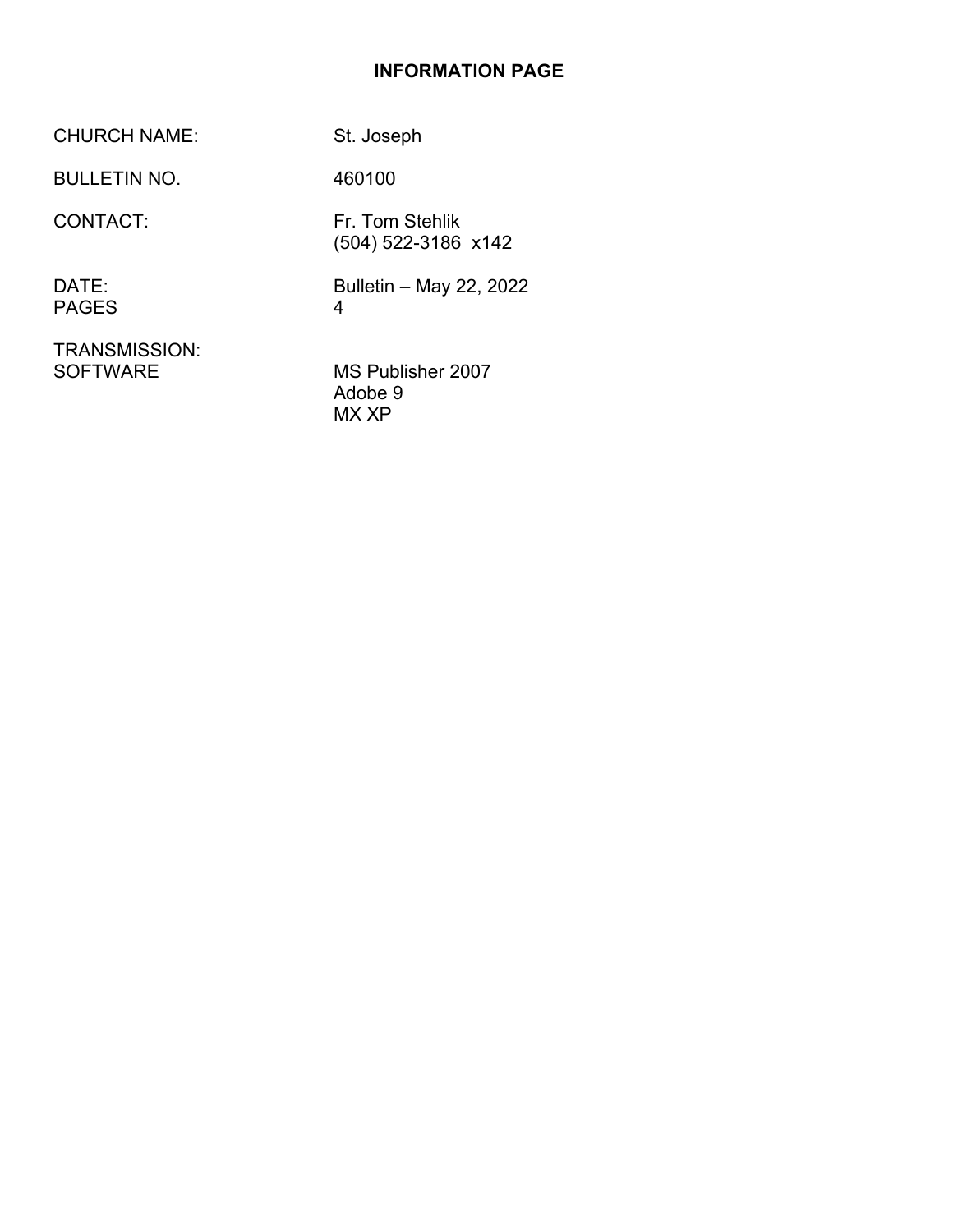# INFORMATION PAGE

| | |
|---|---|
| CHURCH NAME: | St. Joseph |
| BULLETIN NO. | 460100 |
| CONTACT: | Fr. Tom Stehlik<br>(504) 522-3186 x142 |
| DATE: | Bulletin – May 22, 2022 |
| PAGES | 4 |
| TRANSMISSION:<br>SOFTWARE | MS Publisher 2007<br>Adobe 9<br>MX XP |